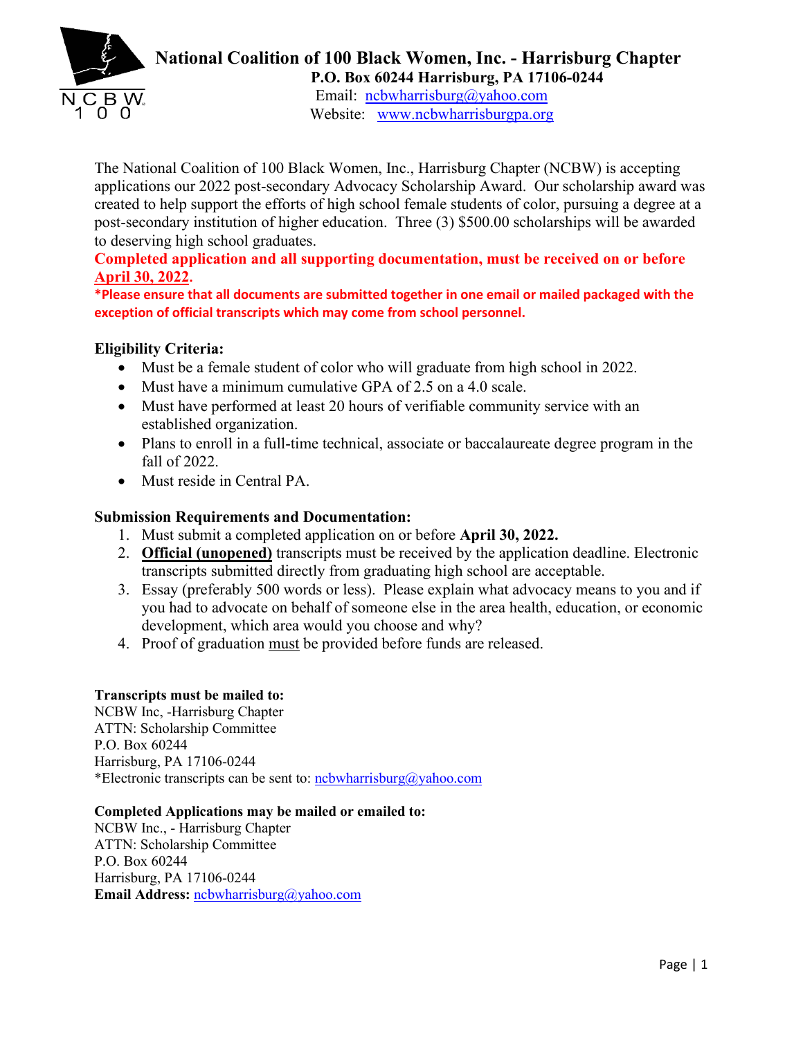# National Coalition of 100 Black Women, Inc. - Harrisburg Chapter

**P.O. Box 60244 Harrisburg, PA 17106-0244**

Email: ncbwharrisburg@yahoo.com

Website: www.ncbwharrisburgpa.org

The National Coalition of 100 Black Women, Inc., Harrisburg Chapter (NCBW) is accepting applications our 2022 post-secondary Advocacy Scholarship Award. Our scholarship award was created to help support the efforts of high school female students of color, pursuing a degree at a post-secondary institution of higher education. Three (3) $500.00 scholarships will be awarded to deserving high school graduates.

**Completed application and all supporting documentation, must be received on or before April 30, 2022.**

**\*Please ensure that all documents are submitted together in one email or mailed packaged with the exception of official transcripts which may come from school personnel.**

**Eligibility Criteria:**

- Must be a female student of color who will graduate from high school in 2022.
- Must have a minimum cumulative GPA of 2.5 on a 4.0 scale.
- Must have performed at least 20 hours of verifiable community service with an established organization.
- Plans to enroll in a full-time technical, associate or baccalaureate degree program in the fall of 2022.
- Must reside in Central PA.

**Submission Requirements and Documentation:**

1. Must submit a completed application on or before **April 30, 2022.**
2. **Official (unopened)** transcripts must be received by the application deadline. Electronic transcripts submitted directly from graduating high school are acceptable.
3. Essay (preferably 500 words or less). Please explain what advocacy means to you and if you had to advocate on behalf of someone else in the area health, education, or economic development, which area would you choose and why?
4. Proof of graduation must be provided before funds are released.

**Transcripts must be mailed to:**

NCBW Inc, -Harrisburg Chapter
ATTN: Scholarship Committee
P.O. Box 60244
Harrisburg, PA 17106-0244
*Electronic transcripts can be sent to: ncbwharrisburg@yahoo.com

**Completed Applications may be mailed or emailed to:**

NCBW Inc., - Harrisburg Chapter
ATTN: Scholarship Committee
P.O. Box 60244
Harrisburg, PA 17106-0244
**Email Address:** ncbwharrisburg@yahoo.com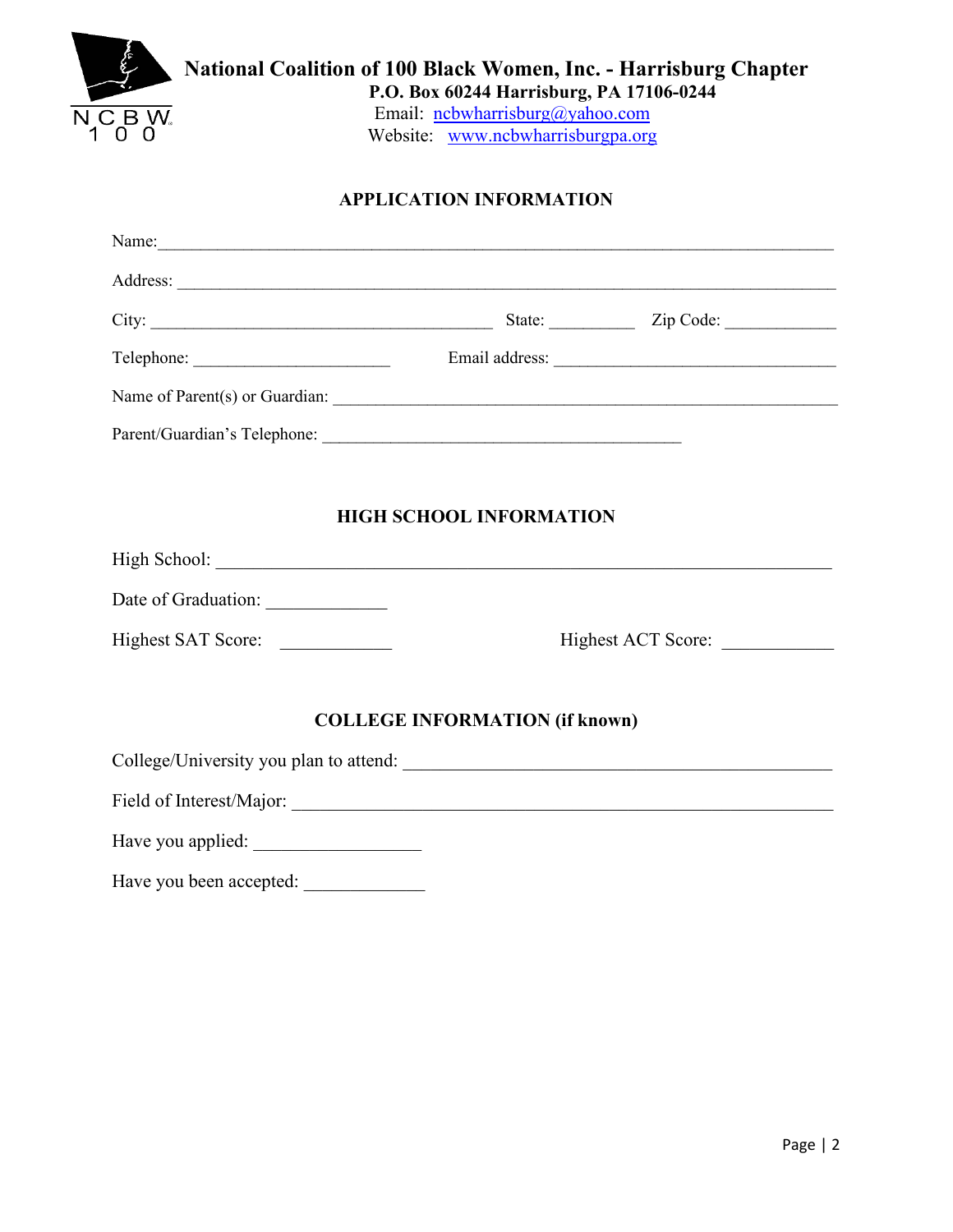**National Coalition of 100 Black Women, Inc. - Harrisburg Chapter**
**P.O. Box 60244 Harrisburg, PA 17106-0244**
Email: ncbwharrisburg@yahoo.com
Website: www.ncbwharrisburgpa.org

## APPLICATION INFORMATION

Name:_______________________________________________________________________________

Address: ____________________________________________________________________________

City: ________________________________________ State: __________ Zip Code: _____________

Telephone: _______________________ Email address: _________________________________

Name of Parent(s) or Guardian: _____________________________________________________________

Parent/Guardian's Telephone: __________________________________________

## HIGH SCHOOL INFORMATION

High School: _______________________________________________________________________

Date of Graduation: _____________

Highest SAT Score: ____________ Highest ACT Score: ____________

## COLLEGE INFORMATION (if known)

College/University you plan to attend: _______________________________________________

Field of Interest/Major: ____________________________________________________________

Have you applied: __________________

Have you been accepted: _____________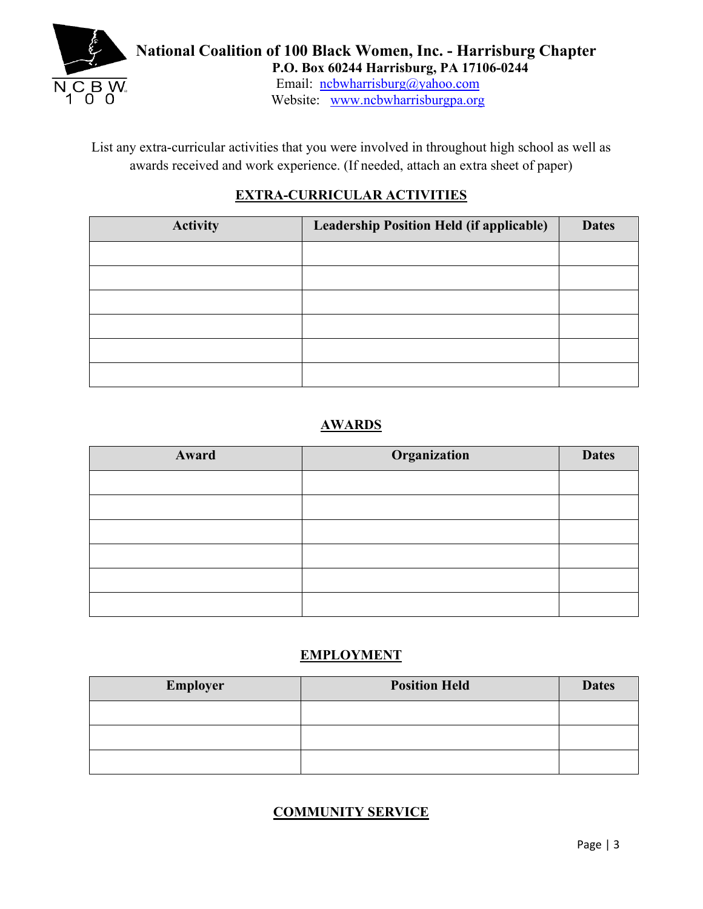**National Coalition of 100 Black Women, Inc. - Harrisburg Chapter**
**P.O. Box 60244 Harrisburg, PA 17106-0244**
Email: ncbwharrisburg@yahoo.com
Website: www.ncbwharrisburgpa.org

List any extra-curricular activities that you were involved in throughout high school as well as awards received and work experience. (If needed, attach an extra sheet of paper)

## EXTRA-CURRICULAR ACTIVITIES

| Activity | Leadership Position Held (if applicable) | Dates |
|---|---|---|
| | | |
| | | |
| | | |
| | | |
| | | |
| | | |

## AWARDS

| Award | Organization | Dates |
|---|---|---|
| | | |
| | | |
| | | |
| | | |
| | | |
| | | |

## EMPLOYMENT

| Employer | Position Held | Dates |
|---|---|---|
| | | |
| | | |
| | | |

## COMMUNITY SERVICE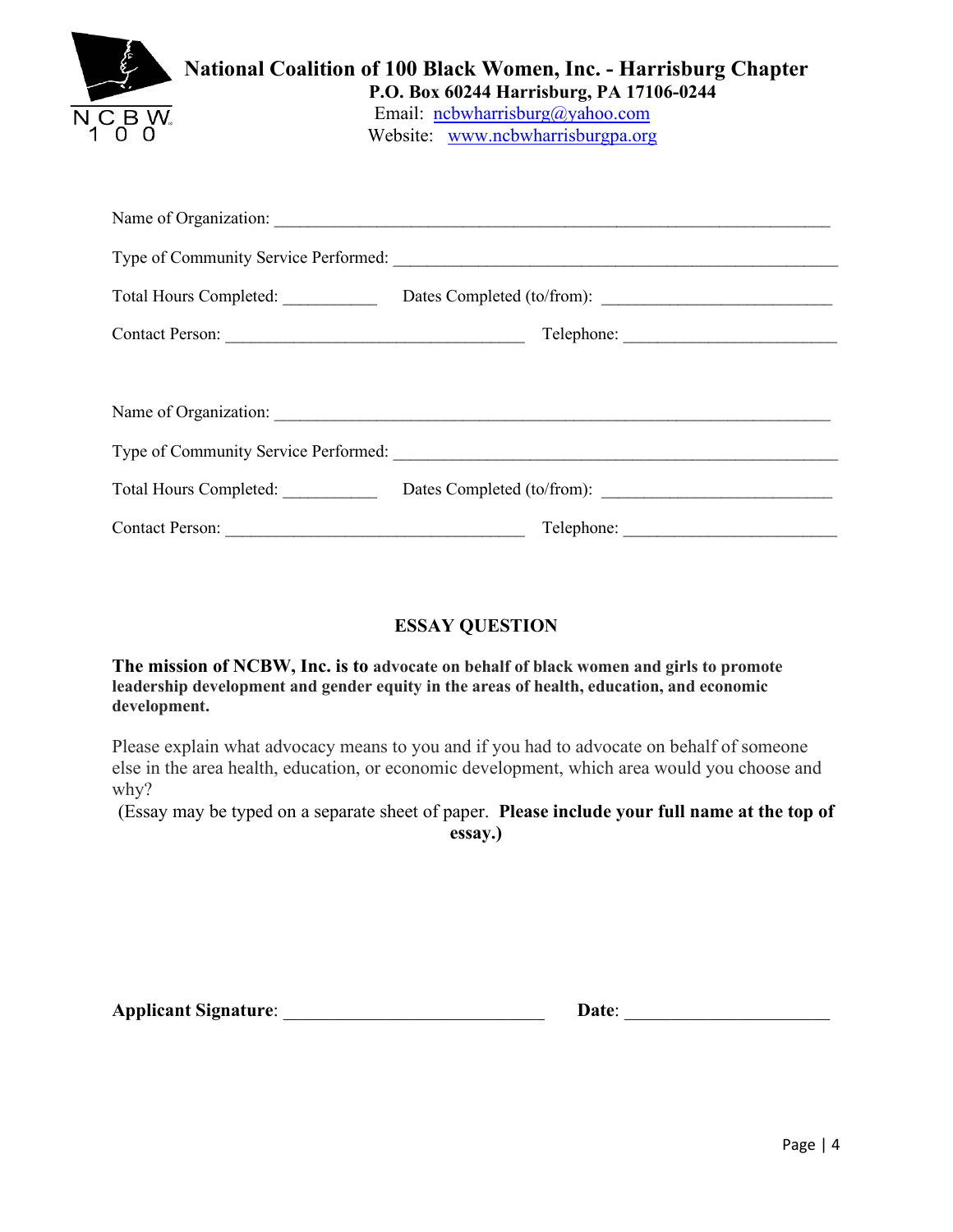**National Coalition of 100 Black Women, Inc. - Harrisburg Chapter**
**P.O. Box 60244 Harrisburg, PA 17106-0244**
Email: ncbwharrisburg@yahoo.com
Website: www.ncbwharrisburgpa.org

Name of Organization: ____________________________________________________________________

Type of Community Service Performed: ______________________________________________________

Total Hours Completed: ___________ Dates Completed (to/from): ___________________________

Contact Person: ___________________________________ Telephone: ________________________

Name of Organization: ____________________________________________________________________

Type of Community Service Performed: ______________________________________________________

Total Hours Completed: ___________ Dates Completed (to/from): ___________________________

Contact Person: ___________________________________ Telephone: ________________________

## ESSAY QUESTION

**The mission of NCBW, Inc. is to advocate on behalf of black women and girls to promote leadership development and gender equity in the areas of health, education, and economic development.**

Please explain what advocacy means to you and if you had to advocate on behalf of someone else in the area health, education, or economic development, which area would you choose and why?
(Essay may be typed on a separate sheet of paper. **Please include your full name at the top of essay.)**

**Applicant Signature**: _____________________________ **Date**: ______________________